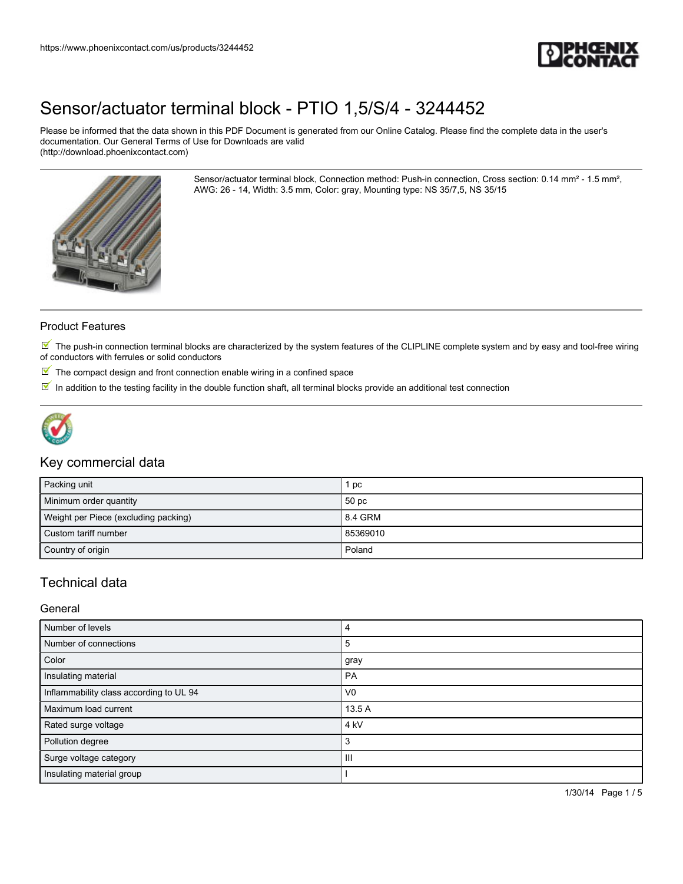# Sensor/actuator terminal block - PTIO 1,5/S/4 - 3244452

Please be informed that the data shown in this PDF Document is generated from our Online Catalog. Please find the complete data in the user's documentation. Our General Terms of Use for Downloads are valid
(http://download.phoenixcontact.com)

Sensor/actuator terminal block, Connection method: Push-in connection, Cross section: 0.14 mm² - 1.5 mm², AWG: 26 - 14, Width: 3.5 mm, Color: gray, Mounting type: NS 35/7,5, NS 35/15

## Product Features

- The push-in connection terminal blocks are characterized by the system features of the CLIPLINE complete system and by easy and tool-free wiring of conductors with ferrules or solid conductors
- The compact design and front connection enable wiring in a confined space
- In addition to the testing facility in the double function shaft, all terminal blocks provide an additional test connection

## Key commercial data

| Packing unit | 1 pc |
|---|---|
| Minimum order quantity | 50 pc |
| Weight per Piece (excluding packing) | 8.4 GRM |
| Custom tariff number | 85369010 |
| Country of origin | Poland |

## Technical data

### General

| Number of levels | 4 |
|---|---|
| Number of connections | 5 |
| Color | gray |
| Insulating material | PA |
| Inflammability class according to UL 94 | V0 |
| Maximum load current | 13.5 A |
| Rated surge voltage | 4 kV |
| Pollution degree | 3 |
| Surge voltage category | III |
| Insulating material group | I |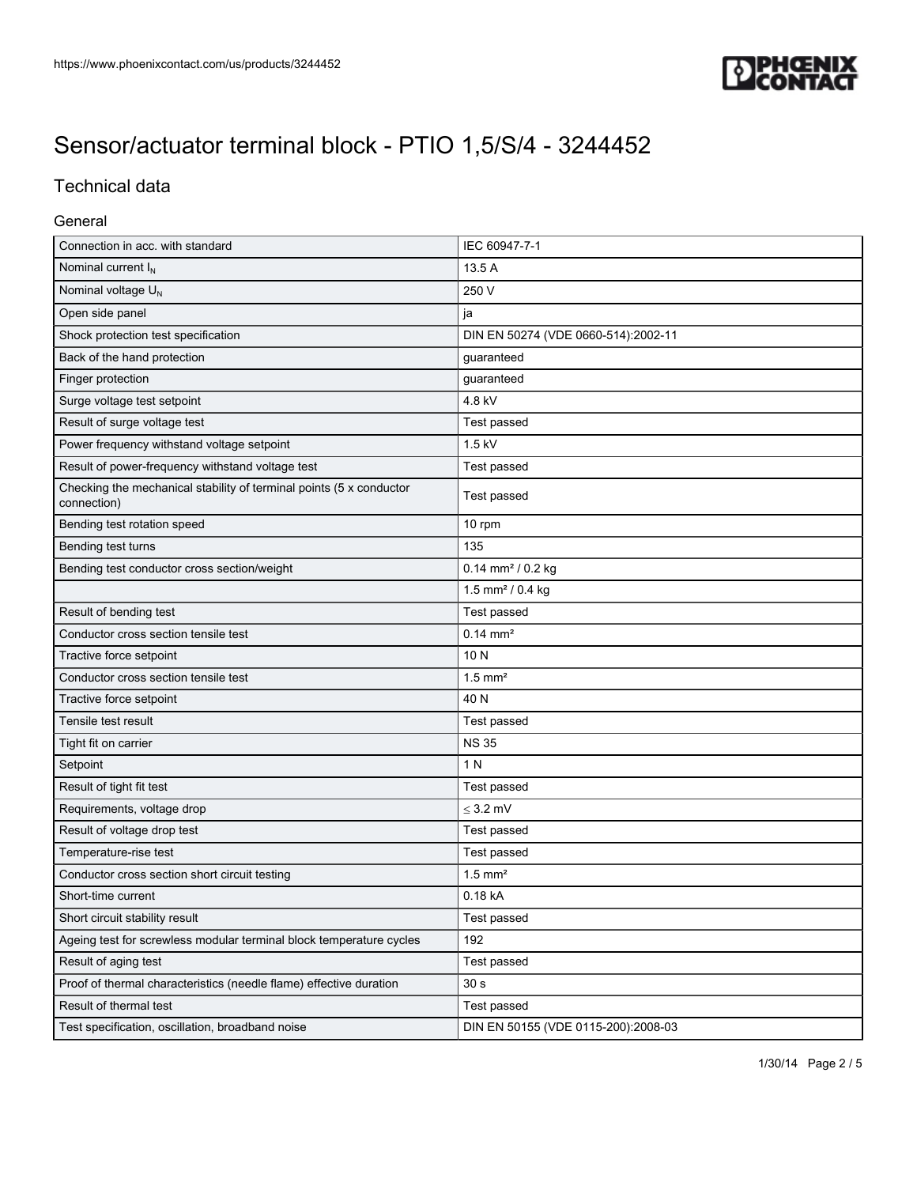# Sensor/actuator terminal block - PTIO 1,5/S/4 - 3244452

## Technical data

### General

| | |
|---|---|
| Connection in acc. with standard | IEC 60947-7-1 |
| Nominal current $I_N$ | 13.5 A |
| Nominal voltage $U_N$ | 250 V |
| Open side panel | ja |
| Shock protection test specification | DIN EN 50274 (VDE 0660-514):2002-11 |
| Back of the hand protection | guaranteed |
| Finger protection | guaranteed |
| Surge voltage test setpoint | 4.8 kV |
| Result of surge voltage test | Test passed |
| Power frequency withstand voltage setpoint | 1.5 kV |
| Result of power-frequency withstand voltage test | Test passed |
| Checking the mechanical stability of terminal points (5 x conductor connection) | Test passed |
| Bending test rotation speed | 10 rpm |
| Bending test turns | 135 |
| Bending test conductor cross section/weight | 0.14 mm² / 0.2 kg |
| | 1.5 mm² / 0.4 kg |
| Result of bending test | Test passed |
| Conductor cross section tensile test | 0.14 mm² |
| Tractive force setpoint | 10 N |
| Conductor cross section tensile test | 1.5 mm² |
| Tractive force setpoint | 40 N |
| Tensile test result | Test passed |
| Tight fit on carrier | NS 35 |
| Setpoint | 1 N |
| Result of tight fit test | Test passed |
| Requirements, voltage drop | ≤ 3.2 mV |
| Result of voltage drop test | Test passed |
| Temperature-rise test | Test passed |
| Conductor cross section short circuit testing | 1.5 mm² |
| Short-time current | 0.18 kA |
| Short circuit stability result | Test passed |
| Ageing test for screwless modular terminal block temperature cycles | 192 |
| Result of aging test | Test passed |
| Proof of thermal characteristics (needle flame) effective duration | 30 s |
| Result of thermal test | Test passed |
| Test specification, oscillation, broadband noise | DIN EN 50155 (VDE 0115-200):2008-03 |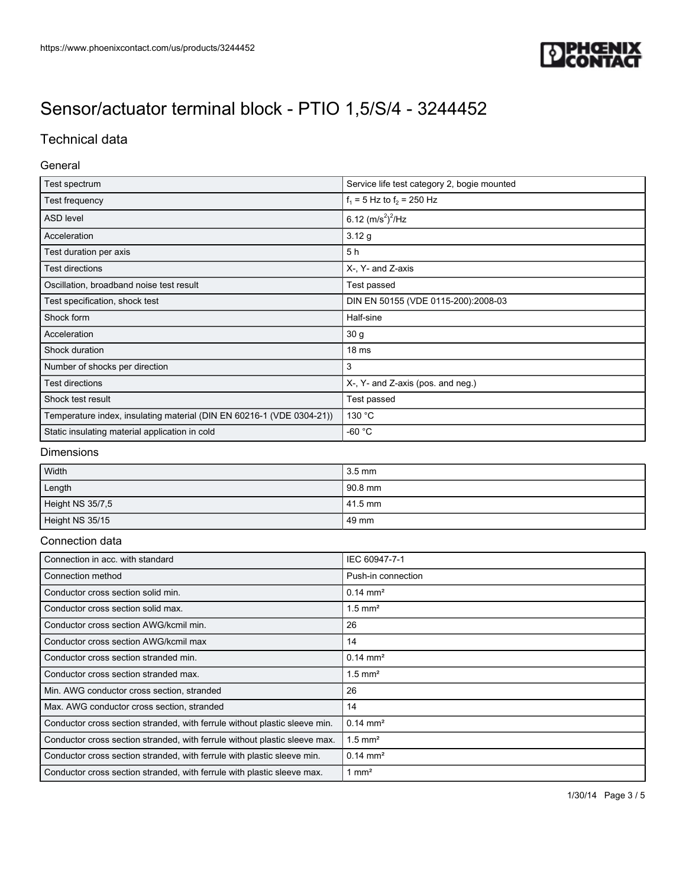# Sensor/actuator terminal block - PTIO 1,5/S/4 - 3244452

## Technical data

### General

| | |
|---|---|
| Test spectrum | Service life test category 2, bogie mounted |
| Test frequency | $f_1$ = 5 Hz to $f_2$ = 250 Hz |
| ASD level | 6.12 $(m/s^2)^2/Hz$ |
| Acceleration | 3.12 g |
| Test duration per axis | 5 h |
| Test directions | X-, Y- and Z-axis |
| Oscillation, broadband noise test result | Test passed |
| Test specification, shock test | DIN EN 50155 (VDE 0115-200):2008-03 |
| Shock form | Half-sine |
| Acceleration | 30 g |
| Shock duration | 18 ms |
| Number of shocks per direction | 3 |
| Test directions | X-, Y- and Z-axis (pos. and neg.) |
| Shock test result | Test passed |
| Temperature index, insulating material (DIN EN 60216-1 (VDE 0304-21)) | 130 °C |
| Static insulating material application in cold | -60 °C |

### Dimensions

| | |
|---|---|
| Width | 3.5 mm |
| Length | 90.8 mm |
| Height NS 35/7,5 | 41.5 mm |
| Height NS 35/15 | 49 mm |

### Connection data

| | |
|---|---|
| Connection in acc. with standard | IEC 60947-7-1 |
| Connection method | Push-in connection |
| Conductor cross section solid min. | 0.14 mm² |
| Conductor cross section solid max. | 1.5 mm² |
| Conductor cross section AWG/kcmil min. | 26 |
| Conductor cross section AWG/kcmil max | 14 |
| Conductor cross section stranded min. | 0.14 mm² |
| Conductor cross section stranded max. | 1.5 mm² |
| Min. AWG conductor cross section, stranded | 26 |
| Max. AWG conductor cross section, stranded | 14 |
| Conductor cross section stranded, with ferrule without plastic sleeve min. | 0.14 mm² |
| Conductor cross section stranded, with ferrule without plastic sleeve max. | 1.5 mm² |
| Conductor cross section stranded, with ferrule with plastic sleeve min. | 0.14 mm² |
| Conductor cross section stranded, with ferrule with plastic sleeve max. | 1 mm² |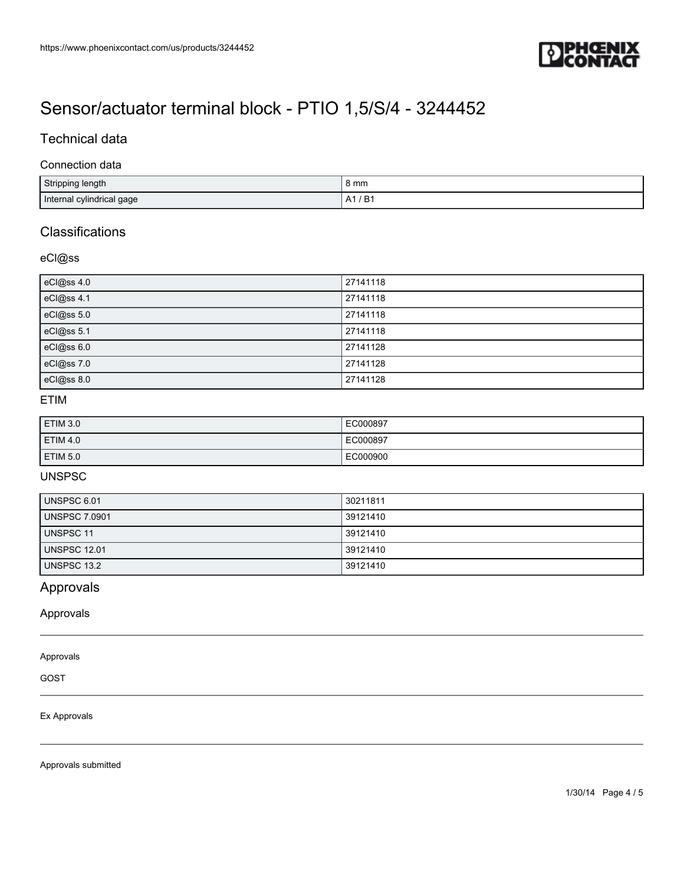# Sensor/actuator terminal block - PTIO 1,5/S/4 - 3244452

## Technical data

### Connection data

| | |
|---|---|
| Stripping length | 8 mm |
| Internal cylindrical gage | A1 / B1 |

## Classifications

### eCl@ss

| | |
|---|---|
| eCl@ss 4.0 | 27141118 |
| eCl@ss 4.1 | 27141118 |
| eCl@ss 5.0 | 27141118 |
| eCl@ss 5.1 | 27141118 |
| eCl@ss 6.0 | 27141128 |
| eCl@ss 7.0 | 27141128 |
| eCl@ss 8.0 | 27141128 |

### ETIM

| | |
|---|---|
| ETIM 3.0 | EC000897 |
| ETIM 4.0 | EC000897 |
| ETIM 5.0 | EC000900 |

### UNSPSC

| | |
|---|---|
| UNSPSC 6.01 | 30211811 |
| UNSPSC 7.0901 | 39121410 |
| UNSPSC 11 | 39121410 |
| UNSPSC 12.01 | 39121410 |
| UNSPSC 13.2 | 39121410 |

## Approvals

### Approvals

Approvals

GOST

Ex Approvals

Approvals submitted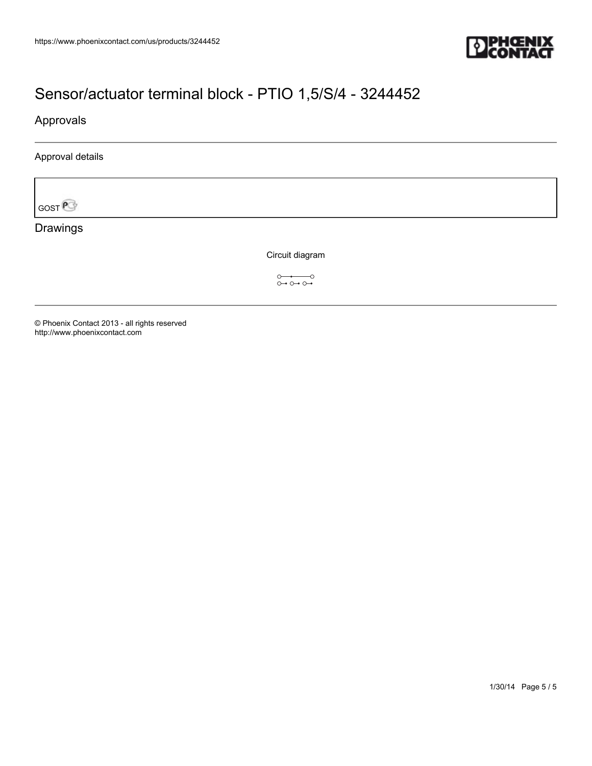# Sensor/actuator terminal block - PTIO 1,5/S/4 - 3244452

## Approvals

### Approval details

GOST

## Drawings

Circuit diagram

© Phoenix Contact 2013 - all rights reserved
http://www.phoenixcontact.com